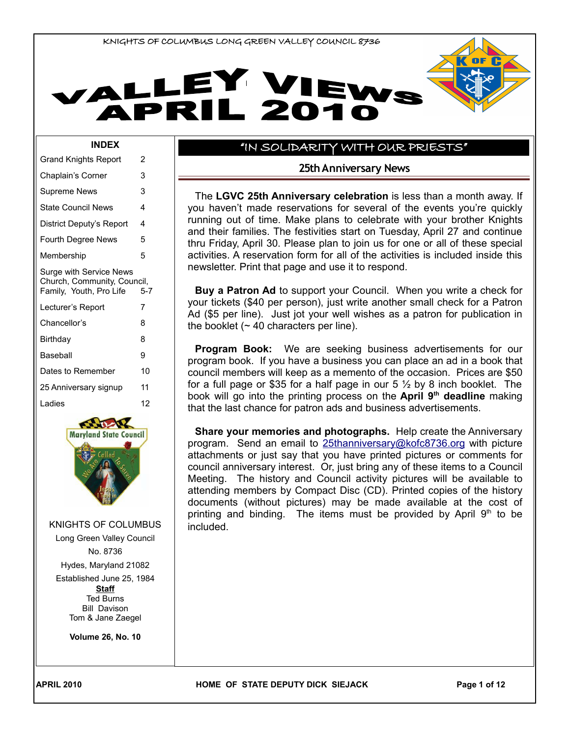KNIGHTS OF COLUMBUS LONG GREEN VALLEY COUNCIL 8736

# VALLEY VIEWS APRIL 2010

## INDEX

| | |
|---|---|
| Grand Knights Report | 2 |
| Chaplain's Corner | 3 |
| Supreme News | 3 |
| State Council News | 4 |
| District Deputy's Report | 4 |
| Fourth Degree News | 5 |
| Membership | 5 |
| Surge with Service News Church, Community, Council, Family, Youth, Pro Life | 5-7 |
| Lecturer's Report | 7 |
| Chancellor's | 8 |
| Birthday | 8 |
| Baseball | 9 |
| Dates to Remember | 10 |
| 25 Anniversary signup | 11 |
| Ladies | 12 |

KNIGHTS OF COLUMBUS

Long Green Valley Council

No. 8736

Hydes, Maryland 21082

Established June 25, 1984

**Staff**

Ted Burns

Bill Davison

Tom & Jane Zaegel

**Volume 26, No. 10**

## "IN SOLIDARITY WITH OUR PRIESTS"

### 25th Anniversary News

The **LGVC 25th Anniversary celebration** is less than a month away. If you haven't made reservations for several of the events you're quickly running out of time. Make plans to celebrate with your brother Knights and their families. The festivities start on Tuesday, April 27 and continue thru Friday, April 30. Please plan to join us for one or all of these special activities. A reservation form for all of the activities is included inside this newsletter. Print that page and use it to respond.

**Buy a Patron Ad** to support your Council. When you write a check for your tickets ($40 per person), just write another small check for a Patron Ad ($5 per line). Just jot your well wishes as a patron for publication in the booklet (~ 40 characters per line).

**Program Book:** We are seeking business advertisements for our program book. If you have a business you can place an ad in a book that council members will keep as a memento of the occasion. Prices are $50 for a full page or $35 for a half page in our 5 ½ by 8 inch booklet. The book will go into the printing process on the **April 9th deadline** making that the last chance for patron ads and business advertisements.

**Share your memories and photographs.** Help create the Anniversary program. Send an email to 25thanniversary@kofc8736.org with picture attachments or just say that you have printed pictures or comments for council anniversary interest. Or, just bring any of these items to a Council Meeting. The history and Council activity pictures will be available to attending members by Compact Disc (CD). Printed copies of the history documents (without pictures) may be made available at the cost of printing and binding. The items must be provided by April 9th to be included.

HOME OF STATE DEPUTY DICK SIEJACK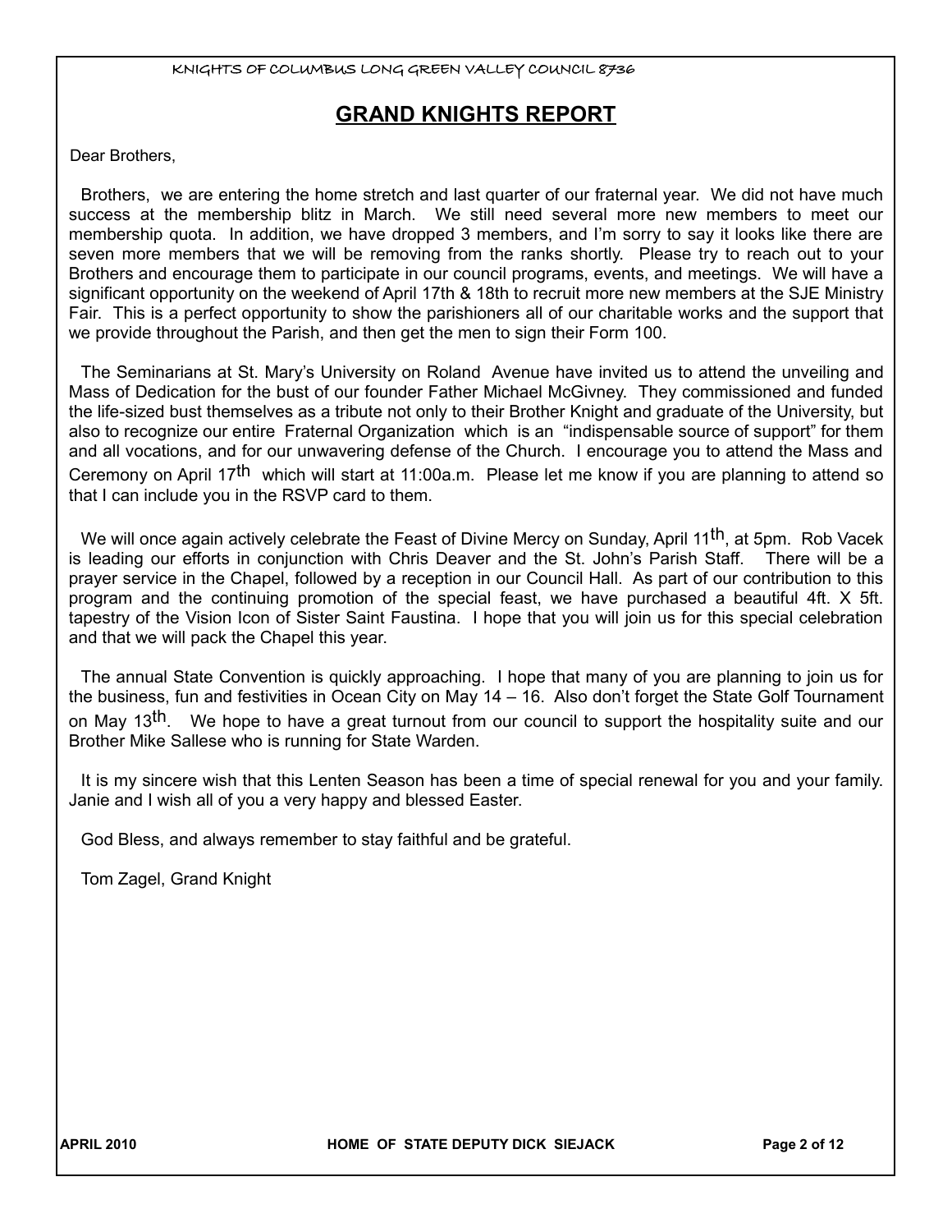## GRAND KNIGHTS REPORT

Dear Brothers,

Brothers, we are entering the home stretch and last quarter of our fraternal year. We did not have much success at the membership blitz in March. We still need several more new members to meet our membership quota. In addition, we have dropped 3 members, and I'm sorry to say it looks like there are seven more members that we will be removing from the ranks shortly. Please try to reach out to your Brothers and encourage them to participate in our council programs, events, and meetings. We will have a significant opportunity on the weekend of April 17th & 18th to recruit more new members at the SJE Ministry Fair. This is a perfect opportunity to show the parishioners all of our charitable works and the support that we provide throughout the Parish, and then get the men to sign their Form 100.

The Seminarians at St. Mary's University on Roland Avenue have invited us to attend the unveiling and Mass of Dedication for the bust of our founder Father Michael McGivney. They commissioned and funded the life-sized bust themselves as a tribute not only to their Brother Knight and graduate of the University, but also to recognize our entire Fraternal Organization which is an "indispensable source of support" for them and all vocations, and for our unwavering defense of the Church. I encourage you to attend the Mass and Ceremony on April 17th which will start at 11:00a.m. Please let me know if you are planning to attend so that I can include you in the RSVP card to them.

We will once again actively celebrate the Feast of Divine Mercy on Sunday, April 11th, at 5pm. Rob Vacek is leading our efforts in conjunction with Chris Deaver and the St. John's Parish Staff. There will be a prayer service in the Chapel, followed by a reception in our Council Hall. As part of our contribution to this program and the continuing promotion of the special feast, we have purchased a beautiful 4ft. X 5ft. tapestry of the Vision Icon of Sister Saint Faustina. I hope that you will join us for this special celebration and that we will pack the Chapel this year.

The annual State Convention is quickly approaching. I hope that many of you are planning to join us for the business, fun and festivities in Ocean City on May 14 – 16. Also don't forget the State Golf Tournament on May 13th. We hope to have a great turnout from our council to support the hospitality suite and our Brother Mike Sallese who is running for State Warden.

It is my sincere wish that this Lenten Season has been a time of special renewal for you and your family. Janie and I wish all of you a very happy and blessed Easter.

God Bless, and always remember to stay faithful and be grateful.

Tom Zagel, Grand Knight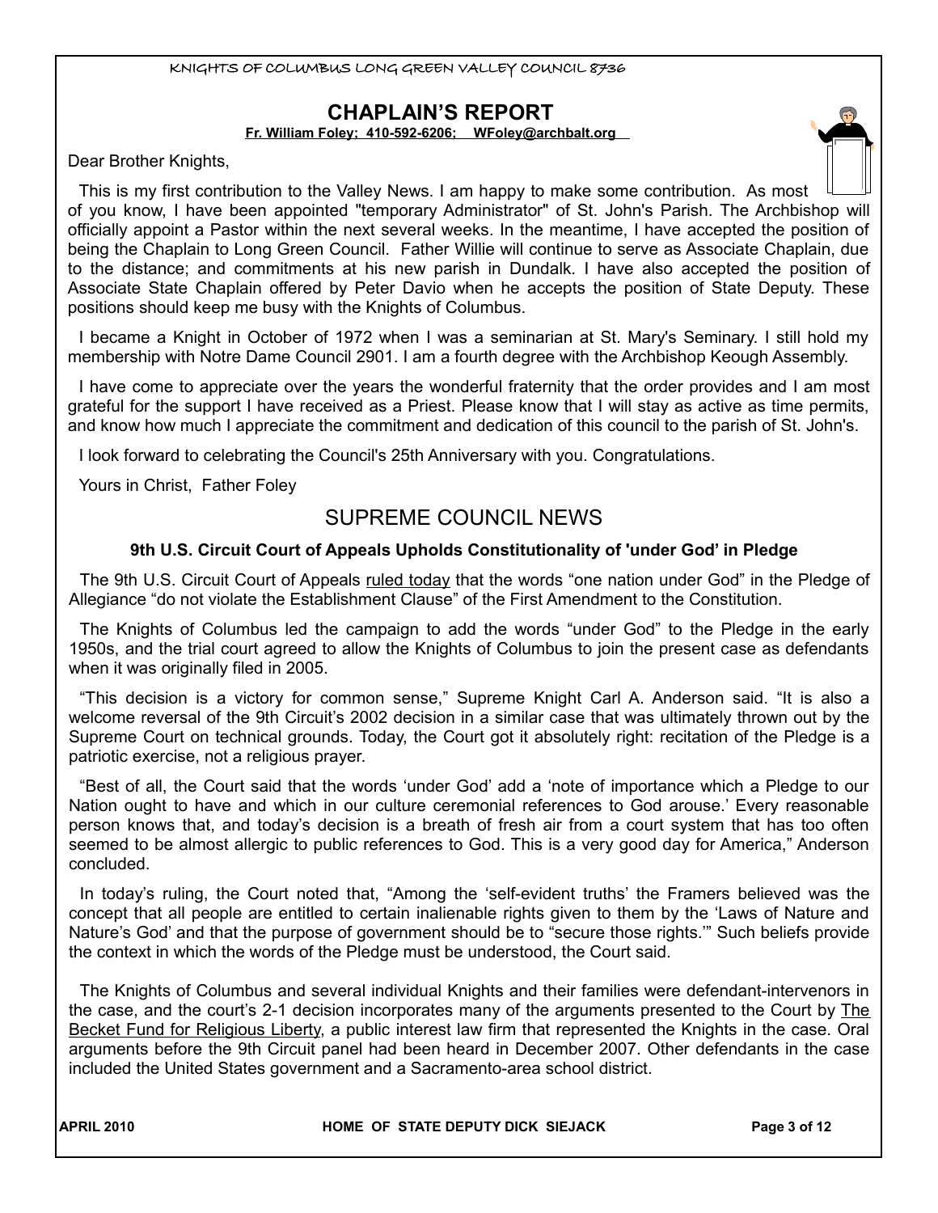## CHAPLAIN'S REPORT

**Fr. William Foley; 410-592-6206; WFoley@archbalt.org**

Dear Brother Knights,

This is my first contribution to the Valley News. I am happy to make some contribution. As most of you know, I have been appointed "temporary Administrator" of St. John's Parish. The Archbishop will officially appoint a Pastor within the next several weeks. In the meantime, I have accepted the position of being the Chaplain to Long Green Council. Father Willie will continue to serve as Associate Chaplain, due to the distance; and commitments at his new parish in Dundalk. I have also accepted the position of Associate State Chaplain offered by Peter Davio when he accepts the position of State Deputy. These positions should keep me busy with the Knights of Columbus.

I became a Knight in October of 1972 when I was a seminarian at St. Mary's Seminary. I still hold my membership with Notre Dame Council 2901. I am a fourth degree with the Archbishop Keough Assembly.

I have come to appreciate over the years the wonderful fraternity that the order provides and I am most grateful for the support I have received as a Priest. Please know that I will stay as active as time permits, and know how much I appreciate the commitment and dedication of this council to the parish of St. John's.

I look forward to celebrating the Council's 25th Anniversary with you. Congratulations.

Yours in Christ, Father Foley

## SUPREME COUNCIL NEWS

### 9th U.S. Circuit Court of Appeals Upholds Constitutionality of 'under God' in Pledge

The 9th U.S. Circuit Court of Appeals ruled today that the words "one nation under God" in the Pledge of Allegiance "do not violate the Establishment Clause" of the First Amendment to the Constitution.

The Knights of Columbus led the campaign to add the words "under God" to the Pledge in the early 1950s, and the trial court agreed to allow the Knights of Columbus to join the present case as defendants when it was originally filed in 2005.

"This decision is a victory for common sense," Supreme Knight Carl A. Anderson said. "It is also a welcome reversal of the 9th Circuit's 2002 decision in a similar case that was ultimately thrown out by the Supreme Court on technical grounds. Today, the Court got it absolutely right: recitation of the Pledge is a patriotic exercise, not a religious prayer.

"Best of all, the Court said that the words 'under God' add a 'note of importance which a Pledge to our Nation ought to have and which in our culture ceremonial references to God arouse.' Every reasonable person knows that, and today's decision is a breath of fresh air from a court system that has too often seemed to be almost allergic to public references to God. This is a very good day for America," Anderson concluded.

In today's ruling, the Court noted that, "Among the 'self-evident truths' the Framers believed was the concept that all people are entitled to certain inalienable rights given to them by the 'Laws of Nature and Nature's God' and that the purpose of government should be to "secure those rights.'" Such beliefs provide the context in which the words of the Pledge must be understood, the Court said.

The Knights of Columbus and several individual Knights and their families were defendant-intervenors in the case, and the court's 2-1 decision incorporates many of the arguments presented to the Court by The Becket Fund for Religious Liberty, a public interest law firm that represented the Knights in the case. Oral arguments before the 9th Circuit panel had been heard in December 2007. Other defendants in the case included the United States government and a Sacramento-area school district.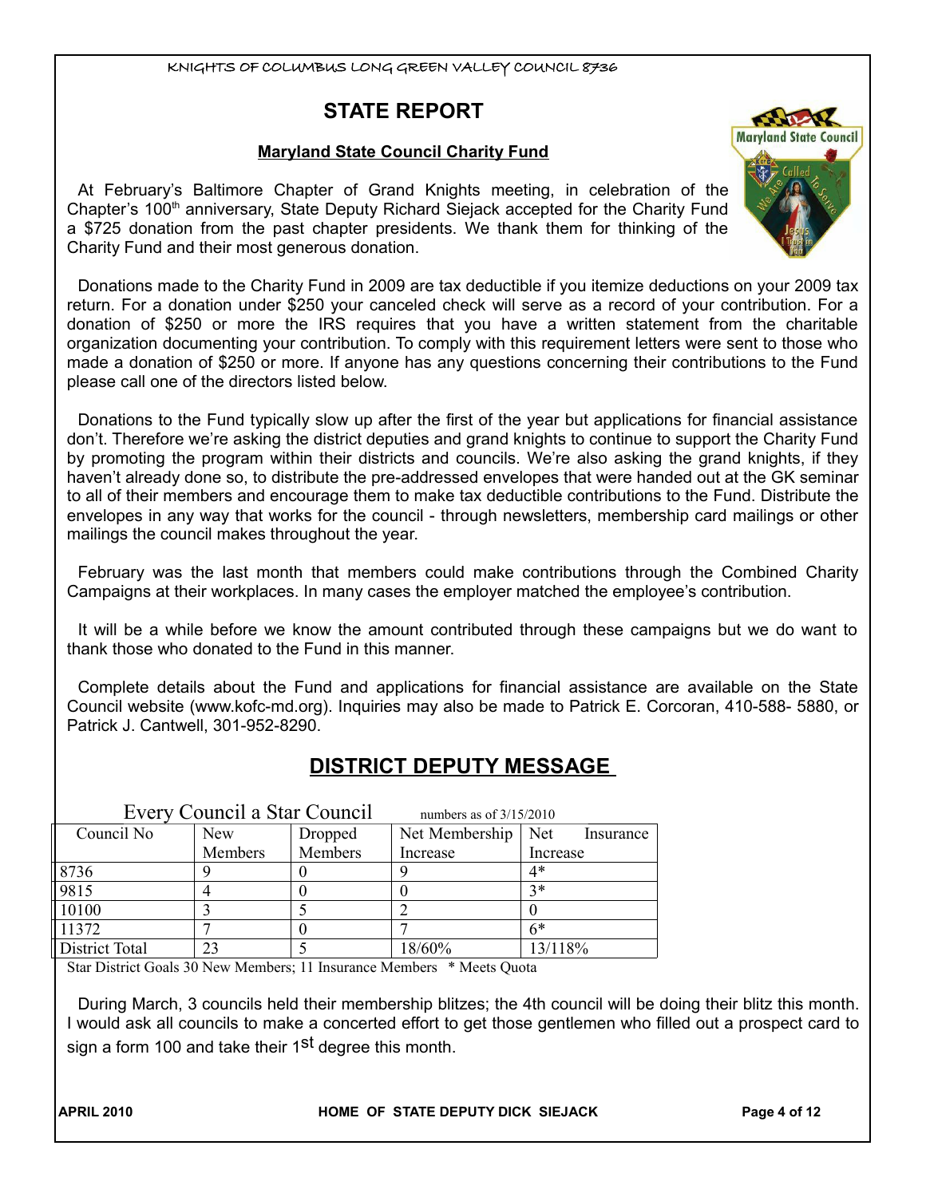## STATE REPORT

### Maryland State Council Charity Fund

At February's Baltimore Chapter of Grand Knights meeting, in celebration of the Chapter's 100th anniversary, State Deputy Richard Siejack accepted for the Charity Fund a $725 donation from the past chapter presidents. We thank them for thinking of the Charity Fund and their most generous donation.

Donations made to the Charity Fund in 2009 are tax deductible if you itemize deductions on your 2009 tax return. For a donation under $250 your canceled check will serve as a record of your contribution. For a donation of $250 or more the IRS requires that you have a written statement from the charitable organization documenting your contribution. To comply with this requirement letters were sent to those who made a donation of $250 or more. If anyone has any questions concerning their contributions to the Fund please call one of the directors listed below.

Donations to the Fund typically slow up after the first of the year but applications for financial assistance don't. Therefore we're asking the district deputies and grand knights to continue to support the Charity Fund by promoting the program within their districts and councils. We're also asking the grand knights, if they haven't already done so, to distribute the pre-addressed envelopes that were handed out at the GK seminar to all of their members and encourage them to make tax deductible contributions to the Fund. Distribute the envelopes in any way that works for the council - through newsletters, membership card mailings or other mailings the council makes throughout the year.

February was the last month that members could make contributions through the Combined Charity Campaigns at their workplaces. In many cases the employer matched the employee's contribution.

It will be a while before we know the amount contributed through these campaigns but we do want to thank those who donated to the Fund in this manner.

Complete details about the Fund and applications for financial assistance are available on the State Council website (www.kofc-md.org). Inquiries may also be made to Patrick E. Corcoran, 410-588- 5880, or Patrick J. Cantwell, 301-952-8290.

## DISTRICT DEPUTY MESSAGE

Every Council a Star Council — numbers as of 3/15/2010

| Council No | New Members | Dropped Members | Net Membership Increase | Net Insurance Increase |
|---|---|---|---|---|
| 8736 | 9 | 0 | 9 | 4* |
| 9815 | 4 | 0 | 0 | 3* |
| 10100 | 3 | 5 | 2 | 0 |
| 11372 | 7 | 0 | 7 | 6* |
| District Total | 23 | 5 | 18/60% | 13/118% |

Star District Goals 30 New Members; 11 Insurance Members * Meets Quota

During March, 3 councils held their membership blitzes; the 4th council will be doing their blitz this month. I would ask all councils to make a concerted effort to get those gentlemen who filled out a prospect card to sign a form 100 and take their 1st degree this month.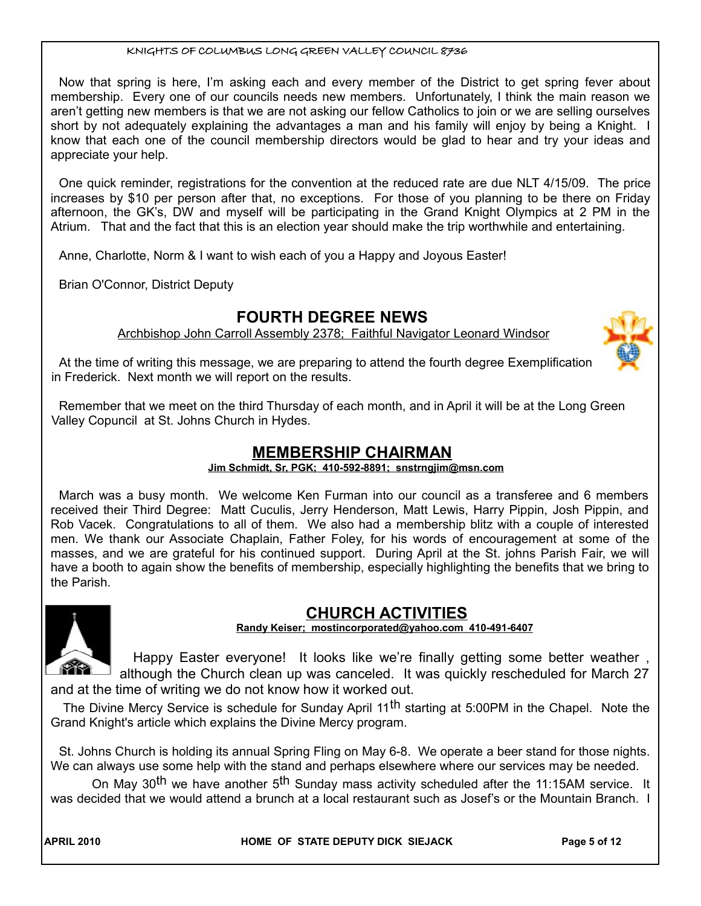Now that spring is here, I'm asking each and every member of the District to get spring fever about membership. Every one of our councils needs new members. Unfortunately, I think the main reason we aren't getting new members is that we are not asking our fellow Catholics to join or we are selling ourselves short by not adequately explaining the advantages a man and his family will enjoy by being a Knight. I know that each one of the council membership directors would be glad to hear and try your ideas and appreciate your help.

One quick reminder, registrations for the convention at the reduced rate are due NLT 4/15/09. The price increases by $10 per person after that, no exceptions. For those of you planning to be there on Friday afternoon, the GK's, DW and myself will be participating in the Grand Knight Olympics at 2 PM in the Atrium. That and the fact that this is an election year should make the trip worthwhile and entertaining.

Anne, Charlotte, Norm & I want to wish each of you a Happy and Joyous Easter!

Brian O'Connor, District Deputy

## FOURTH DEGREE NEWS

Archbishop John Carroll Assembly 2378; Faithful Navigator Leonard Windsor

At the time of writing this message, we are preparing to attend the fourth degree Exemplification in Frederick. Next month we will report on the results.

Remember that we meet on the third Thursday of each month, and in April it will be at the Long Green Valley Copuncil at St. Johns Church in Hydes.

## MEMBERSHIP CHAIRMAN

**Jim Schmidt, Sr, PGK; 410-592-8891; snstrngjim@msn.com**

March was a busy month. We welcome Ken Furman into our council as a transferee and 6 members received their Third Degree: Matt Cuculis, Jerry Henderson, Matt Lewis, Harry Pippin, Josh Pippin, and Rob Vacek. Congratulations to all of them. We also had a membership blitz with a couple of interested men. We thank our Associate Chaplain, Father Foley, for his words of encouragement at some of the masses, and we are grateful for his continued support. During April at the St. johns Parish Fair, we will have a booth to again show the benefits of membership, especially highlighting the benefits that we bring to the Parish.

## CHURCH ACTIVITIES

**Randy Keiser; mostincorporated@yahoo.com 410-491-6407**

Happy Easter everyone! It looks like we're finally getting some better weather , although the Church clean up was canceled. It was quickly rescheduled for March 27 and at the time of writing we do not know how it worked out.

The Divine Mercy Service is schedule for Sunday April 11th starting at 5:00PM in the Chapel. Note the Grand Knight's article which explains the Divine Mercy program.

St. Johns Church is holding its annual Spring Fling on May 6-8. We operate a beer stand for those nights. We can always use some help with the stand and perhaps elsewhere where our services may be needed.

On May 30th we have another 5th Sunday mass activity scheduled after the 11:15AM service. It was decided that we would attend a brunch at a local restaurant such as Josef's or the Mountain Branch. I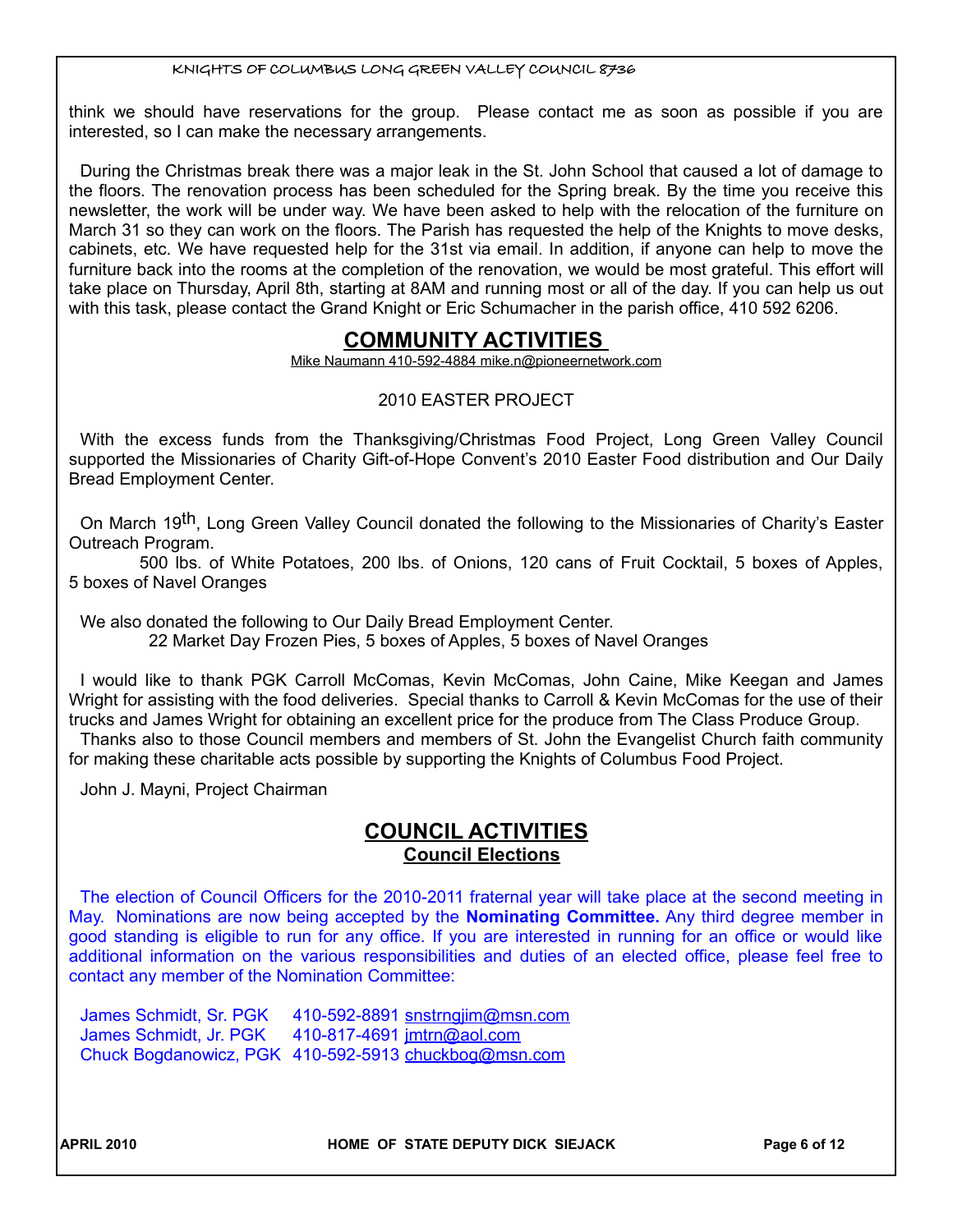think we should have reservations for the group. Please contact me as soon as possible if you are interested, so I can make the necessary arrangements.

During the Christmas break there was a major leak in the St. John School that caused a lot of damage to the floors. The renovation process has been scheduled for the Spring break. By the time you receive this newsletter, the work will be under way. We have been asked to help with the relocation of the furniture on March 31 so they can work on the floors. The Parish has requested the help of the Knights to move desks, cabinets, etc. We have requested help for the 31st via email. In addition, if anyone can help to move the furniture back into the rooms at the completion of the renovation, we would be most grateful. This effort will take place on Thursday, April 8th, starting at 8AM and running most or all of the day. If you can help us out with this task, please contact the Grand Knight or Eric Schumacher in the parish office, 410 592 6206.

## COMMUNITY ACTIVITIES

Mike Naumann 410-592-4884 mike.n@pioneernetwork.com

2010 EASTER PROJECT

With the excess funds from the Thanksgiving/Christmas Food Project, Long Green Valley Council supported the Missionaries of Charity Gift-of-Hope Convent's 2010 Easter Food distribution and Our Daily Bread Employment Center.

On March 19th, Long Green Valley Council donated the following to the Missionaries of Charity's Easter Outreach Program.

500 lbs. of White Potatoes, 200 lbs. of Onions, 120 cans of Fruit Cocktail, 5 boxes of Apples, 5 boxes of Navel Oranges

We also donated the following to Our Daily Bread Employment Center.

22 Market Day Frozen Pies, 5 boxes of Apples, 5 boxes of Navel Oranges

I would like to thank PGK Carroll McComas, Kevin McComas, John Caine, Mike Keegan and James Wright for assisting with the food deliveries. Special thanks to Carroll & Kevin McComas for the use of their trucks and James Wright for obtaining an excellent price for the produce from The Class Produce Group.

Thanks also to those Council members and members of St. John the Evangelist Church faith community for making these charitable acts possible by supporting the Knights of Columbus Food Project.

John J. Mayni, Project Chairman

## COUNCIL ACTIVITIES

### Council Elections

The election of Council Officers for the 2010-2011 fraternal year will take place at the second meeting in May. Nominations are now being accepted by the **Nominating Committee.** Any third degree member in good standing is eligible to run for any office. If you are interested in running for an office or would like additional information on the various responsibilities and duties of an elected office, please feel free to contact any member of the Nomination Committee:

James Schmidt, Sr. PGK 410-592-8891 snstrngjim@msn.com
James Schmidt, Jr. PGK 410-817-4691 jmtrn@aol.com
Chuck Bogdanowicz, PGK 410-592-5913 chuckbog@msn.com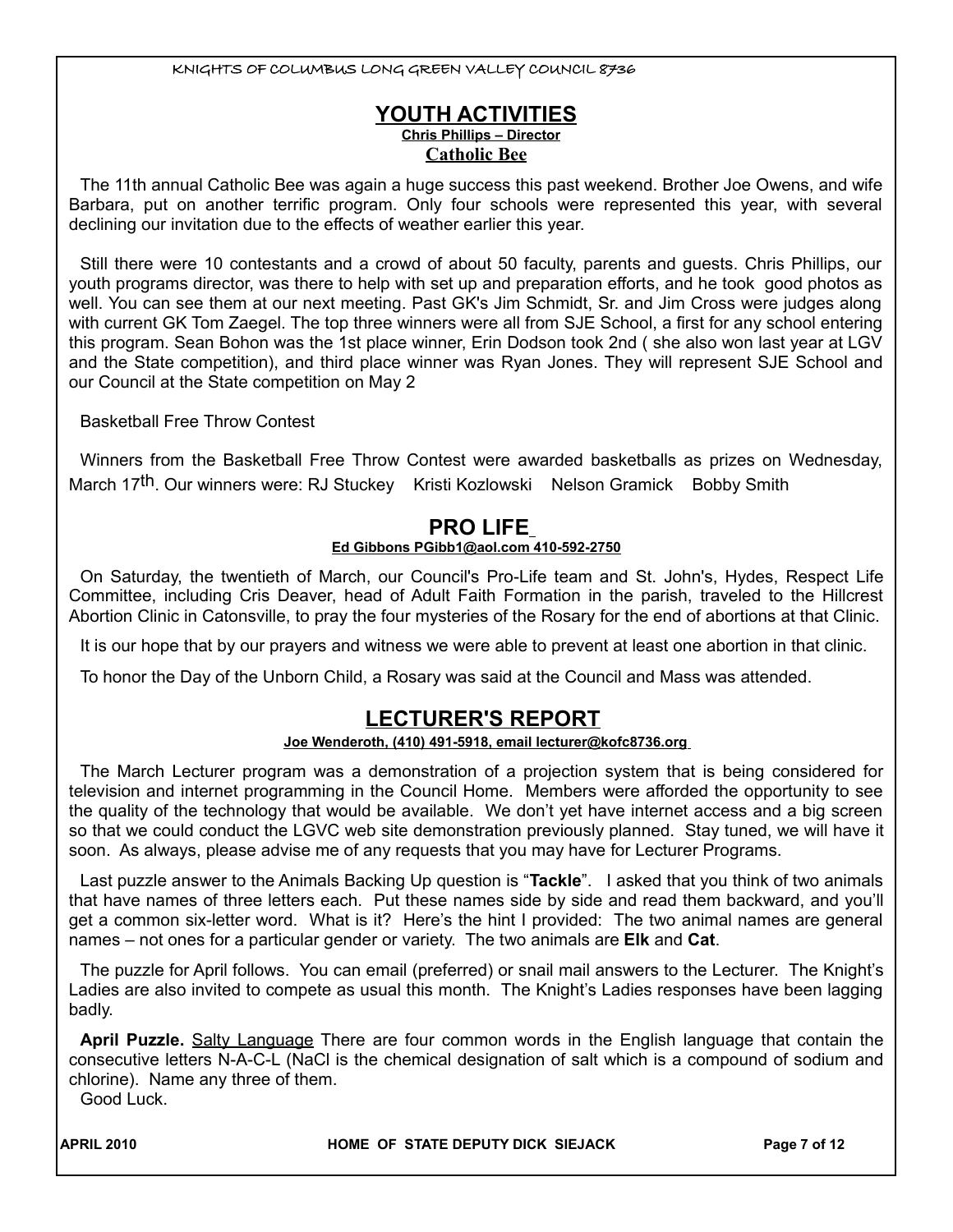## YOUTH ACTIVITIES

**Chris Phillips – Director**

**Catholic Bee**

The 11th annual Catholic Bee was again a huge success this past weekend. Brother Joe Owens, and wife Barbara, put on another terrific program. Only four schools were represented this year, with several declining our invitation due to the effects of weather earlier this year.

Still there were 10 contestants and a crowd of about 50 faculty, parents and guests. Chris Phillips, our youth programs director, was there to help with set up and preparation efforts, and he took good photos as well. You can see them at our next meeting. Past GK's Jim Schmidt, Sr. and Jim Cross were judges along with current GK Tom Zaegel. The top three winners were all from SJE School, a first for any school entering this program. Sean Bohon was the 1st place winner, Erin Dodson took 2nd ( she also won last year at LGV and the State competition), and third place winner was Ryan Jones. They will represent SJE School and our Council at the State competition on May 2

Basketball Free Throw Contest

Winners from the Basketball Free Throw Contest were awarded basketballs as prizes on Wednesday, March 17th. Our winners were: RJ Stuckey Kristi Kozlowski Nelson Gramick Bobby Smith

## PRO LIFE

**Ed Gibbons PGibb1@aol.com 410-592-2750**

On Saturday, the twentieth of March, our Council's Pro-Life team and St. John's, Hydes, Respect Life Committee, including Cris Deaver, head of Adult Faith Formation in the parish, traveled to the Hillcrest Abortion Clinic in Catonsville, to pray the four mysteries of the Rosary for the end of abortions at that Clinic.

It is our hope that by our prayers and witness we were able to prevent at least one abortion in that clinic.

To honor the Day of the Unborn Child, a Rosary was said at the Council and Mass was attended.

## LECTURER'S REPORT

**Joe Wenderoth, (410) 491-5918, email lecturer@kofc8736.org**

The March Lecturer program was a demonstration of a projection system that is being considered for television and internet programming in the Council Home. Members were afforded the opportunity to see the quality of the technology that would be available. We don't yet have internet access and a big screen so that we could conduct the LGVC web site demonstration previously planned. Stay tuned, we will have it soon. As always, please advise me of any requests that you may have for Lecturer Programs.

Last puzzle answer to the Animals Backing Up question is "**Tackle**". I asked that you think of two animals that have names of three letters each. Put these names side by side and read them backward, and you'll get a common six-letter word. What is it? Here's the hint I provided: The two animal names are general names – not ones for a particular gender or variety. The two animals are **Elk** and **Cat**.

The puzzle for April follows. You can email (preferred) or snail mail answers to the Lecturer. The Knight's Ladies are also invited to compete as usual this month. The Knight's Ladies responses have been lagging badly.

**April Puzzle.** Salty Language There are four common words in the English language that contain the consecutive letters N-A-C-L (NaCl is the chemical designation of salt which is a compound of sodium and chlorine). Name any three of them.

Good Luck.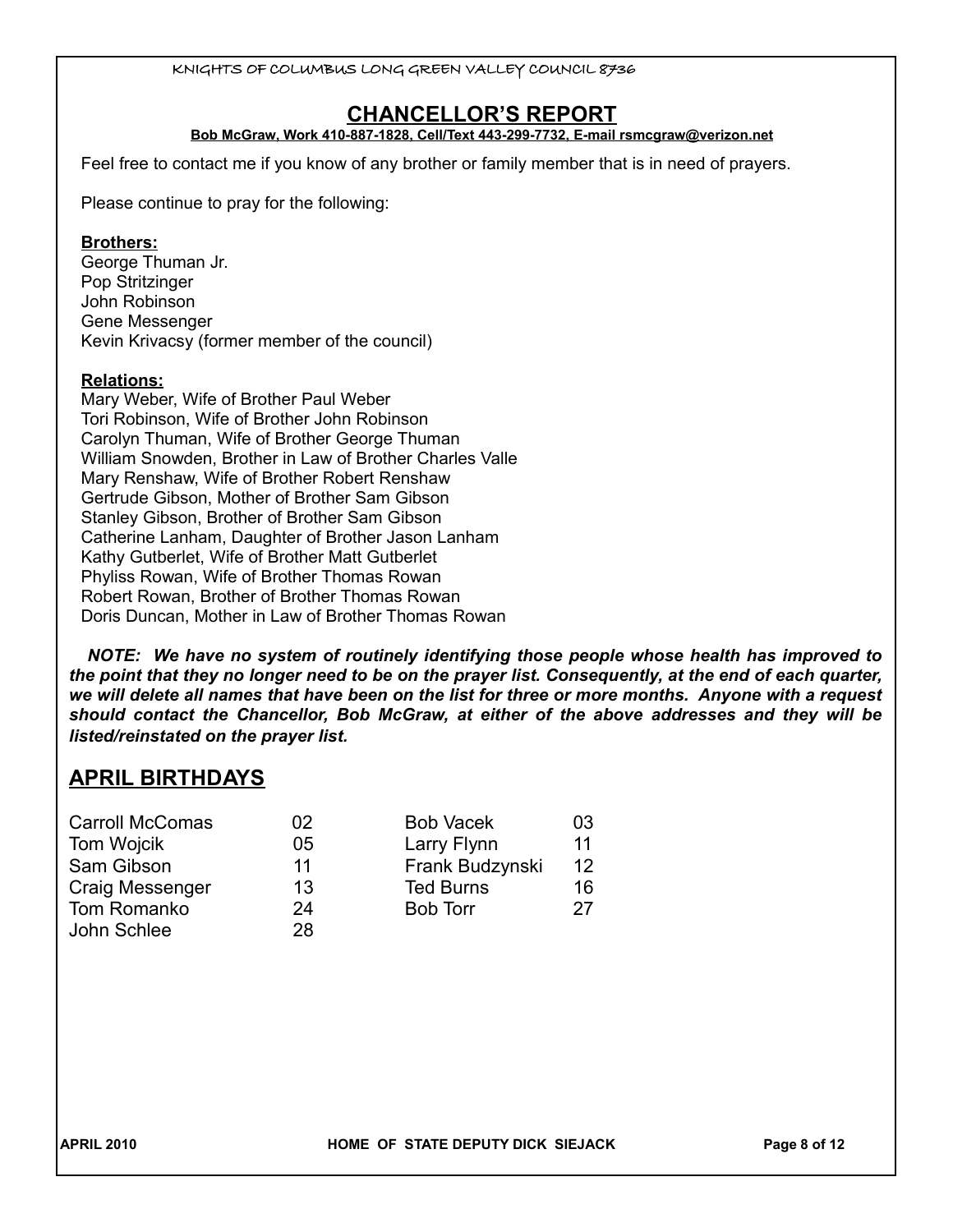## CHANCELLOR'S REPORT

**Bob McGraw, Work 410-887-1828, Cell/Text 443-299-7732, E-mail rsmcgraw@verizon.net**

Feel free to contact me if you know of any brother or family member that is in need of prayers.

Please continue to pray for the following:

**Brothers:**

George Thuman Jr.
Pop Stritzinger
John Robinson
Gene Messenger
Kevin Krivacsy (former member of the council)

**Relations:**

Mary Weber, Wife of Brother Paul Weber
Tori Robinson, Wife of Brother John Robinson
Carolyn Thuman, Wife of Brother George Thuman
William Snowden, Brother in Law of Brother Charles Valle
Mary Renshaw, Wife of Brother Robert Renshaw
Gertrude Gibson, Mother of Brother Sam Gibson
Stanley Gibson, Brother of Brother Sam Gibson
Catherine Lanham, Daughter of Brother Jason Lanham
Kathy Gutberlet, Wife of Brother Matt Gutberlet
Phyliss Rowan, Wife of Brother Thomas Rowan
Robert Rowan, Brother of Brother Thomas Rowan
Doris Duncan, Mother in Law of Brother Thomas Rowan

***NOTE: We have no system of routinely identifying those people whose health has improved to the point that they no longer need to be on the prayer list. Consequently, at the end of each quarter, we will delete all names that have been on the list for three or more months. Anyone with a request should contact the Chancellor, Bob McGraw, at either of the above addresses and they will be listed/reinstated on the prayer list.***

## APRIL BIRTHDAYS

| | | | |
|---|---|---|---|
| Carroll McComas | 02 | Bob Vacek | 03 |
| Tom Wojcik | 05 | Larry Flynn | 11 |
| Sam Gibson | 11 | Frank Budzynski | 12 |
| Craig Messenger | 13 | Ted Burns | 16 |
| Tom Romanko | 24 | Bob Torr | 27 |
| John Schlee | 28 | | |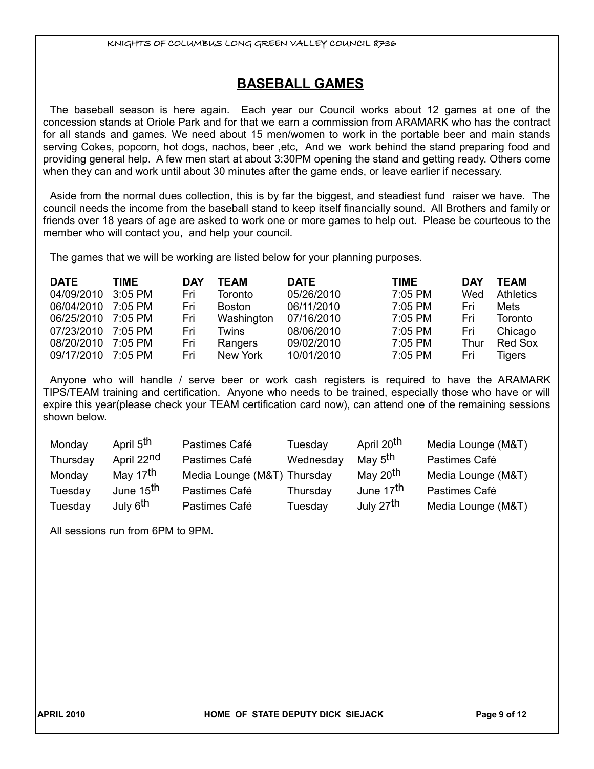## BASEBALL GAMES

The baseball season is here again. Each year our Council works about 12 games at one of the concession stands at Oriole Park and for that we earn a commission from ARAMARK who has the contract for all stands and games. We need about 15 men/women to work in the portable beer and main stands serving Cokes, popcorn, hot dogs, nachos, beer ,etc, And we work behind the stand preparing food and providing general help. A few men start at about 3:30PM opening the stand and getting ready. Others come when they can and work until about 30 minutes after the game ends, or leave earlier if necessary.

Aside from the normal dues collection, this is by far the biggest, and steadiest fund raiser we have. The council needs the income from the baseball stand to keep itself financially sound. All Brothers and family or friends over 18 years of age are asked to work one or more games to help out. Please be courteous to the member who will contact you, and help your council.

The games that we will be working are listed below for your planning purposes.

| DATE | TIME | DAY | TEAM | DATE | TIME | DAY | TEAM |
|---|---|---|---|---|---|---|---|
| 04/09/2010 | 3:05 PM | Fri | Toronto | 05/26/2010 | 7:05 PM | Wed | Athletics |
| 06/04/2010 | 7:05 PM | Fri | Boston | 06/11/2010 | 7:05 PM | Fri | Mets |
| 06/25/2010 | 7:05 PM | Fri | Washington | 07/16/2010 | 7:05 PM | Fri | Toronto |
| 07/23/2010 | 7:05 PM | Fri | Twins | 08/06/2010 | 7:05 PM | Fri | Chicago |
| 08/20/2010 | 7:05 PM | Fri | Rangers | 09/02/2010 | 7:05 PM | Thur | Red Sox |
| 09/17/2010 | 7:05 PM | Fri | New York | 10/01/2010 | 7:05 PM | Fri | Tigers |

Anyone who will handle / serve beer or work cash registers is required to have the ARAMARK TIPS/TEAM training and certification. Anyone who needs to be trained, especially those who have or will expire this year(please check your TEAM certification card now), can attend one of the remaining sessions shown below.

| | | | | | |
|---|---|---|---|---|---|
| Monday | April 5th | Pastimes Café | Tuesday | April 20th | Media Lounge (M&T) |
| Thursday | April 22nd | Pastimes Café | Wednesday | May 5th | Pastimes Café |
| Monday | May 17th | Media Lounge (M&T) | Thursday | May 20th | Media Lounge (M&T) |
| Tuesday | June 15th | Pastimes Café | Thursday | June 17th | Pastimes Café |
| Tuesday | July 6th | Pastimes Café | Tuesday | July 27th | Media Lounge (M&T) |

All sessions run from 6PM to 9PM.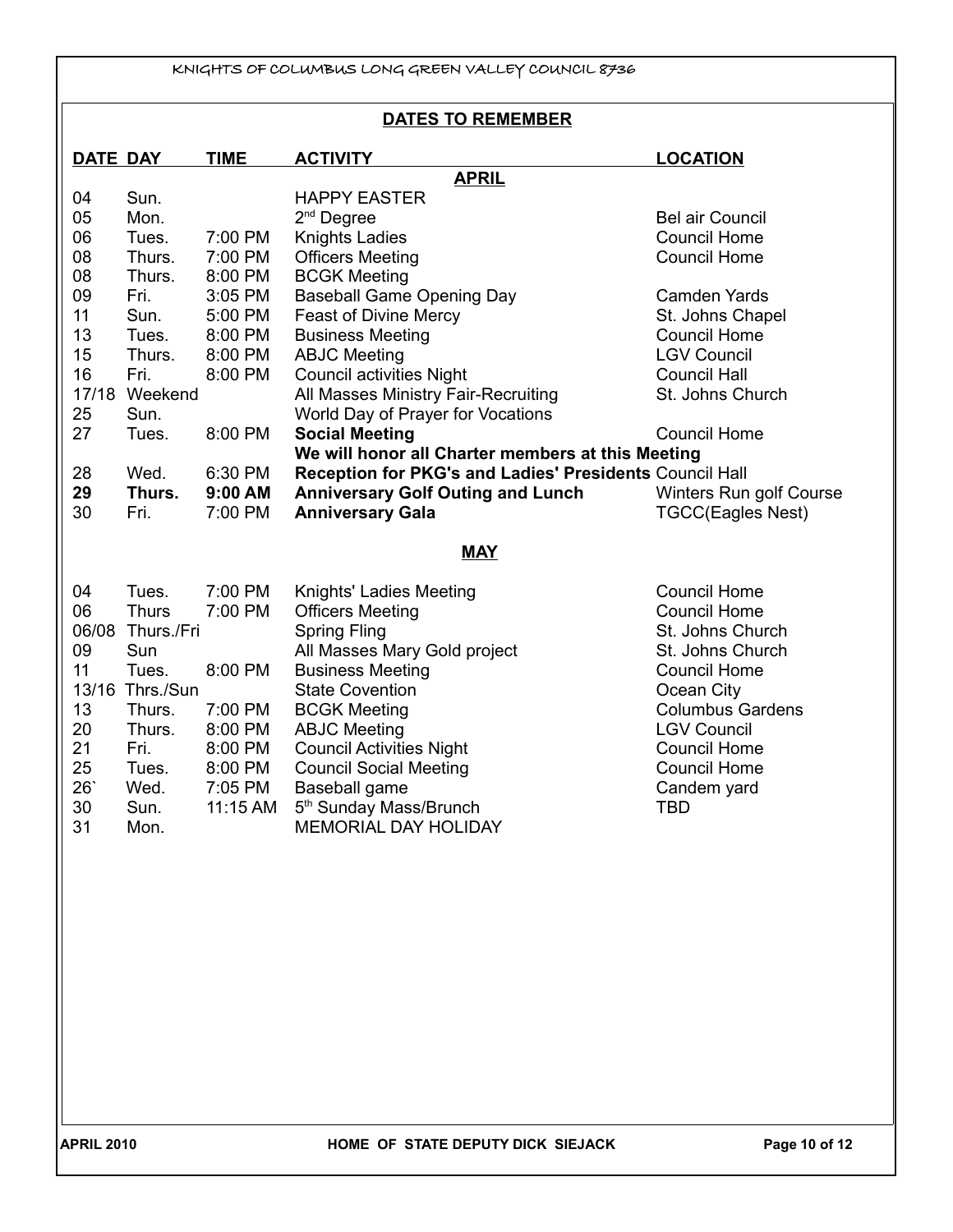## DATES TO REMEMBER

| DATE | DAY | TIME | ACTIVITY | LOCATION |
|---|---|---|---|---|
| | | | **APRIL** | |
| 04 | Sun. | | HAPPY EASTER | |
| 05 | Mon. | | 2nd Degree | Bel air Council |
| 06 | Tues. | 7:00 PM | Knights Ladies | Council Home |
| 08 | Thurs. | 7:00 PM | Officers Meeting | Council Home |
| 08 | Thurs. | 8:00 PM | BCGK Meeting | |
| 09 | Fri. | 3:05 PM | Baseball Game Opening Day | Camden Yards |
| 11 | Sun. | 5:00 PM | Feast of Divine Mercy | St. Johns Chapel |
| 13 | Tues. | 8:00 PM | Business Meeting | Council Home |
| 15 | Thurs. | 8:00 PM | ABJC Meeting | LGV Council |
| 16 | Fri. | 8:00 PM | Council activities Night | Council Hall |
| 17/18 | Weekend | | All Masses Ministry Fair-Recruiting | St. Johns Church |
| 25 | Sun. | | World Day of Prayer for Vocations | |
| 27 | Tues. | 8:00 PM | **Social Meeting** | Council Home |
| | | | **We will honor all Charter members at this Meeting** | |
| 28 | Wed. | 6:30 PM | **Reception for PKG's and Ladies' Presidents** | Council Hall |
| **29** | **Thurs.** | **9:00 AM** | **Anniversary Golf Outing and Lunch** | Winters Run golf Course |
| 30 | Fri. | 7:00 PM | **Anniversary Gala** | TGCC(Eagles Nest) |
| | | | **MAY** | |
| 04 | Tues. | 7:00 PM | Knights' Ladies Meeting | Council Home |
| 06 | Thurs | 7:00 PM | Officers Meeting | Council Home |
| 06/08 | Thurs./Fri | | Spring Fling | St. Johns Church |
| 09 | Sun | | All Masses Mary Gold project | St. Johns Church |
| 11 | Tues. | 8:00 PM | Business Meeting | Council Home |
| 13/16 | Thrs./Sun | | State Covention | Ocean City |
| 13 | Thurs. | 7:00 PM | BCGK Meeting | Columbus Gardens |
| 20 | Thurs. | 8:00 PM | ABJC Meeting | LGV Council |
| 21 | Fri. | 8:00 PM | Council Activities Night | Council Home |
| 25 | Tues. | 8:00 PM | Council Social Meeting | Council Home |
| 26` | Wed. | 7:05 PM | Baseball game | Candem yard |
| 30 | Sun. | 11:15 AM | 5th Sunday Mass/Brunch | TBD |
| 31 | Mon. | | MEMORIAL DAY HOLIDAY | |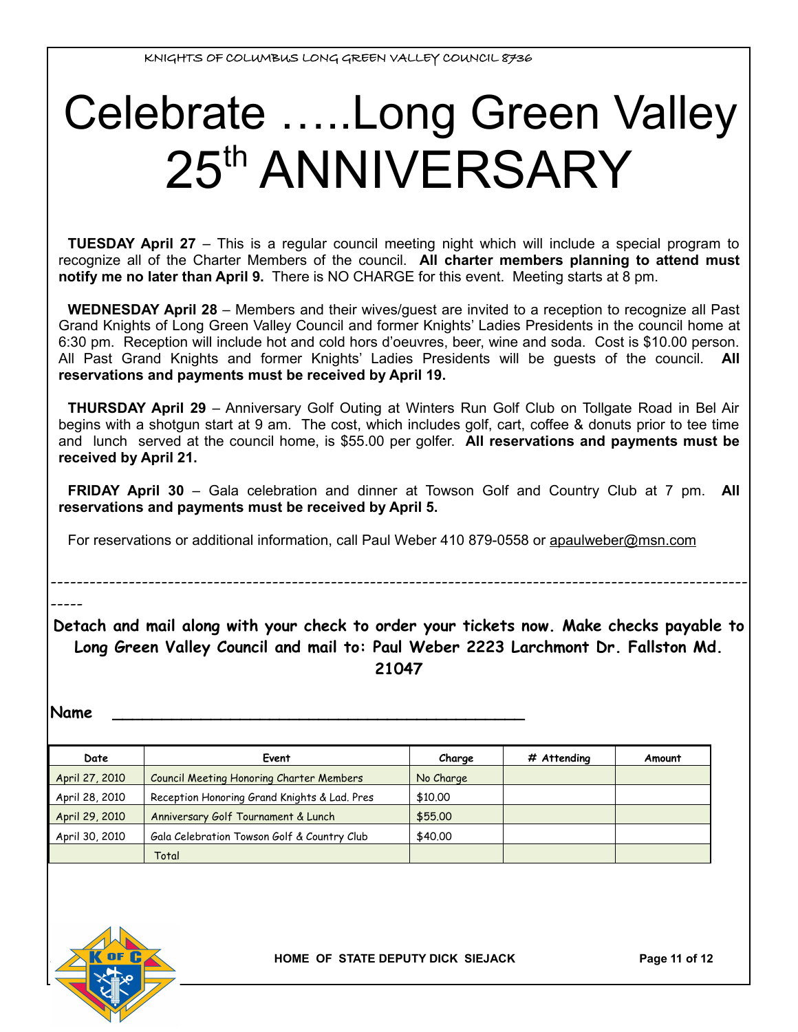KNIGHTS OF COLUMBUS LONG GREEN VALLEY COUNCIL 8736

# Celebrate …..Long Green Valley 25th ANNIVERSARY

**TUESDAY April 27** – This is a regular council meeting night which will include a special program to recognize all of the Charter Members of the council. **All charter members planning to attend must notify me no later than April 9.** There is NO CHARGE for this event. Meeting starts at 8 pm.

**WEDNESDAY April 28** – Members and their wives/guest are invited to a reception to recognize all Past Grand Knights of Long Green Valley Council and former Knights' Ladies Presidents in the council home at 6:30 pm. Reception will include hot and cold hors d'oeuvres, beer, wine and soda. Cost is $10.00 person. All Past Grand Knights and former Knights' Ladies Presidents will be guests of the council. **All reservations and payments must be received by April 19.**

**THURSDAY April 29** – Anniversary Golf Outing at Winters Run Golf Club on Tollgate Road in Bel Air begins with a shotgun start at 9 am. The cost, which includes golf, cart, coffee & donuts prior to tee time and lunch served at the council home, is $55.00 per golfer. **All reservations and payments must be received by April 21.**

**FRIDAY April 30** – Gala celebration and dinner at Towson Golf and Country Club at 7 pm. **All reservations and payments must be received by April 5.**

For reservations or additional information, call Paul Weber 410 879-0558 or apaulweber@msn.com

---

**Detach and mail along with your check to order your tickets now. Make checks payable to Long Green Valley Council and mail to: Paul Weber 2223 Larchmont Dr. Fallston Md. 21047**

**Name** ____________________________________________

| Date | Event | Charge | # Attending | Amount |
|---|---|---|---|---|
| April 27, 2010 | Council Meeting Honoring Charter Members | No Charge | | |
| April 28, 2010 | Reception Honoring Grand Knights & Lad. Pres | $10.00 | | |
| April 29, 2010 | Anniversary Golf Tournament & Lunch | $55.00 | | |
| April 30, 2010 | Gala Celebration Towson Golf & Country Club | $40.00 | | |
| | Total | | | |

HOME OF STATE DEPUTY DICK SIEJACK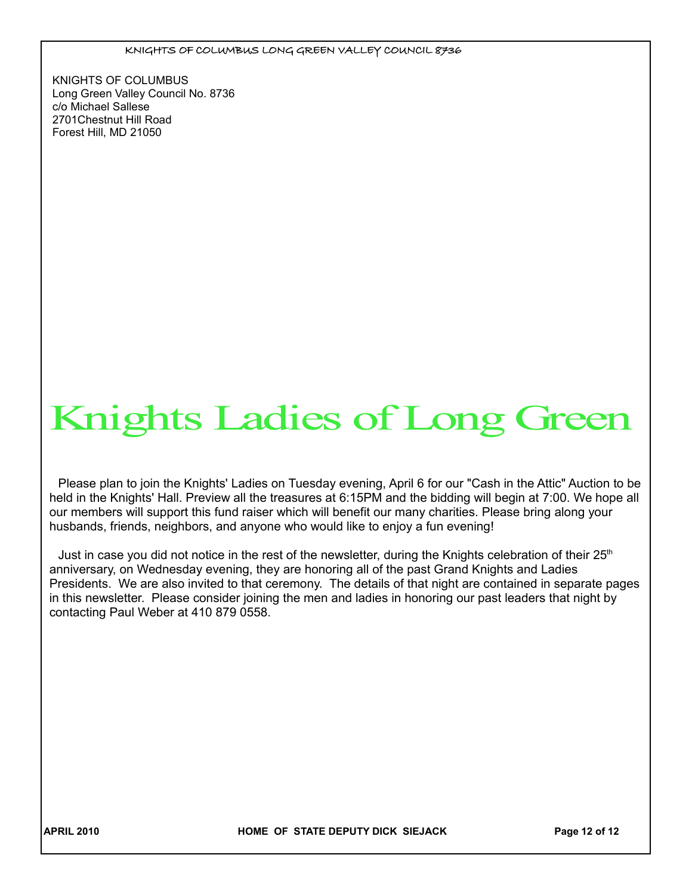KNIGHTS OF COLUMBUS
Long Green Valley Council No. 8736
c/o Michael Sallese
2701Chestnut Hill Road
Forest Hill, MD 21050

# Knights Ladies of Long Green

Please plan to join the Knights' Ladies on Tuesday evening, April 6 for our "Cash in the Attic" Auction to be held in the Knights' Hall. Preview all the treasures at 6:15PM and the bidding will begin at 7:00. We hope all our members will support this fund raiser which will benefit our many charities. Please bring along your husbands, friends, neighbors, and anyone who would like to enjoy a fun evening!

Just in case you did not notice in the rest of the newsletter, during the Knights celebration of their 25th anniversary, on Wednesday evening, they are honoring all of the past Grand Knights and Ladies Presidents. We are also invited to that ceremony. The details of that night are contained in separate pages in this newsletter. Please consider joining the men and ladies in honoring our past leaders that night by contacting Paul Weber at 410 879 0558.